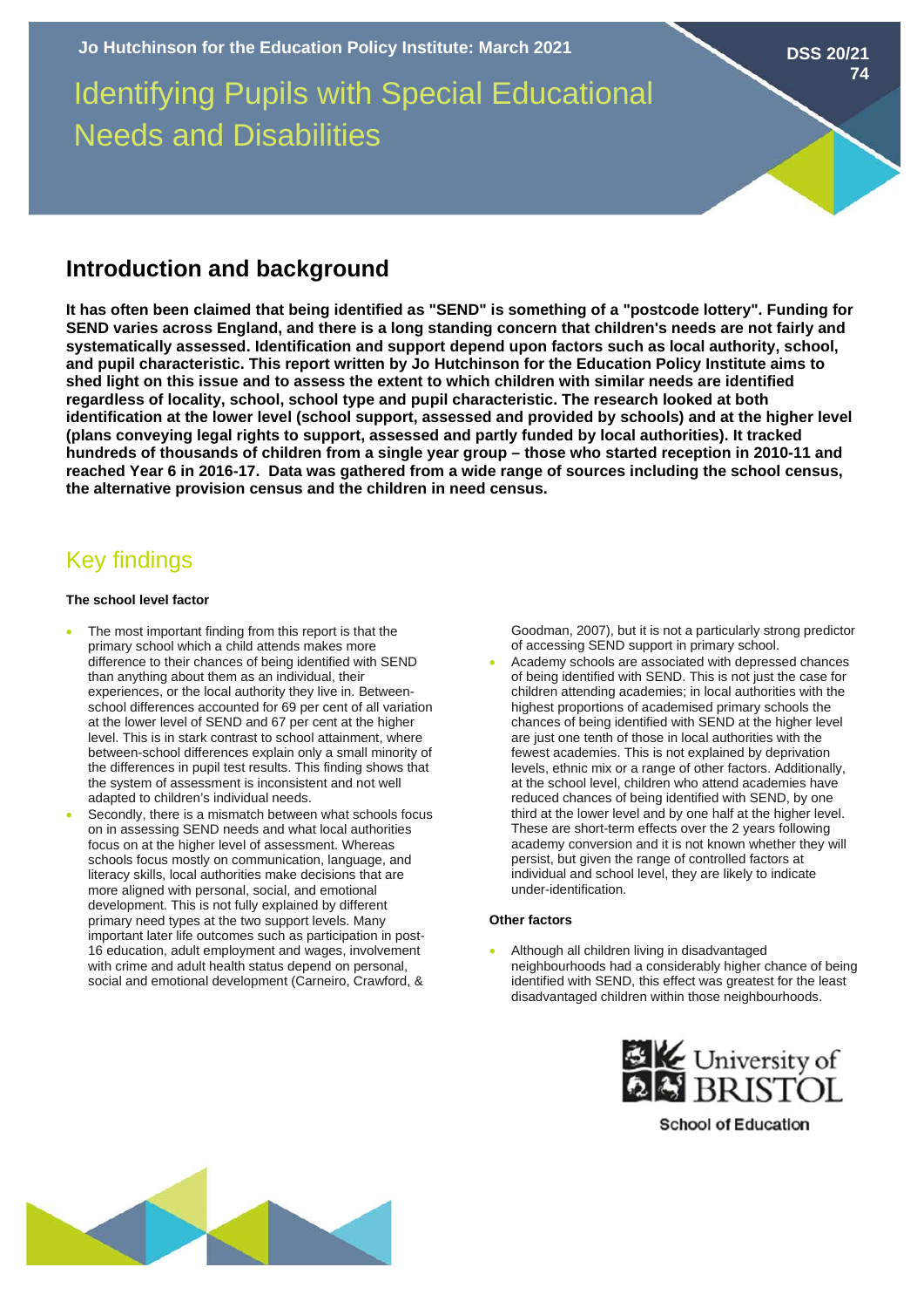Jo Hutchinson for the Education Policy Institute: March 2021

DSS 20/21 74

# Identifying Pupils with Special Educational Needs and Disabilities

## Introduction and background

**It has often been claimed that being identified as "SEND" is something of a "postcode lottery". Funding for SEND varies across England, and there is a long standing concern that children's needs are not fairly and systematically assessed. Identification and support depend upon factors such as local authority, school, and pupil characteristic. This report written by Jo Hutchinson for the Education Policy Institute aims to shed light on this issue and to assess the extent to which children with similar needs are identified regardless of locality, school, school type and pupil characteristic. The research looked at both identification at the lower level (school support, assessed and provided by schools) and at the higher level (plans conveying legal rights to support, assessed and partly funded by local authorities). It tracked hundreds of thousands of children from a single year group – those who started reception in 2010-11 and reached Year 6 in 2016-17. Data was gathered from a wide range of sources including the school census, the alternative provision census and the children in need census.**

## Key findings

#### The school level factor

- The most important finding from this report is that the primary school which a child attends makes more difference to their chances of being identified with SEND than anything about them as an individual, their experiences, or the local authority they live in. Between-school differences accounted for 69 per cent of all variation at the lower level of SEND and 67 per cent at the higher level. This is in stark contrast to school attainment, where between-school differences explain only a small minority of the differences in pupil test results. This finding shows that the system of assessment is inconsistent and not well adapted to children's individual needs.
- Secondly, there is a mismatch between what schools focus on in assessing SEND needs and what local authorities focus on at the higher level of assessment. Whereas schools focus mostly on communication, language, and literacy skills, local authorities make decisions that are more aligned with personal, social, and emotional development. This is not fully explained by different primary need types at the two support levels. Many important later life outcomes such as participation in post-16 education, adult employment and wages, involvement with crime and adult health status depend on personal, social and emotional development (Carneiro, Crawford, & Goodman, 2007), but it is not a particularly strong predictor of accessing SEND support in primary school.
- Academy schools are associated with depressed chances of being identified with SEND. This is not just the case for children attending academies; in local authorities with the highest proportions of academised primary schools the chances of being identified with SEND at the higher level are just one tenth of those in local authorities with the fewest academies. This is not explained by deprivation levels, ethnic mix or a range of other factors. Additionally, at the school level, children who attend academies have reduced chances of being identified with SEND, by one third at the lower level and by one half at the higher level. These are short-term effects over the 2 years following academy conversion and it is not known whether they will persist, but given the range of controlled factors at individual and school level, they are likely to indicate under-identification.

#### Other factors

- Although all children living in disadvantaged neighbourhoods had a considerably higher chance of being identified with SEND, this effect was greatest for the least disadvantaged children within those neighbourhoods.

University of BRISTOL
School of Education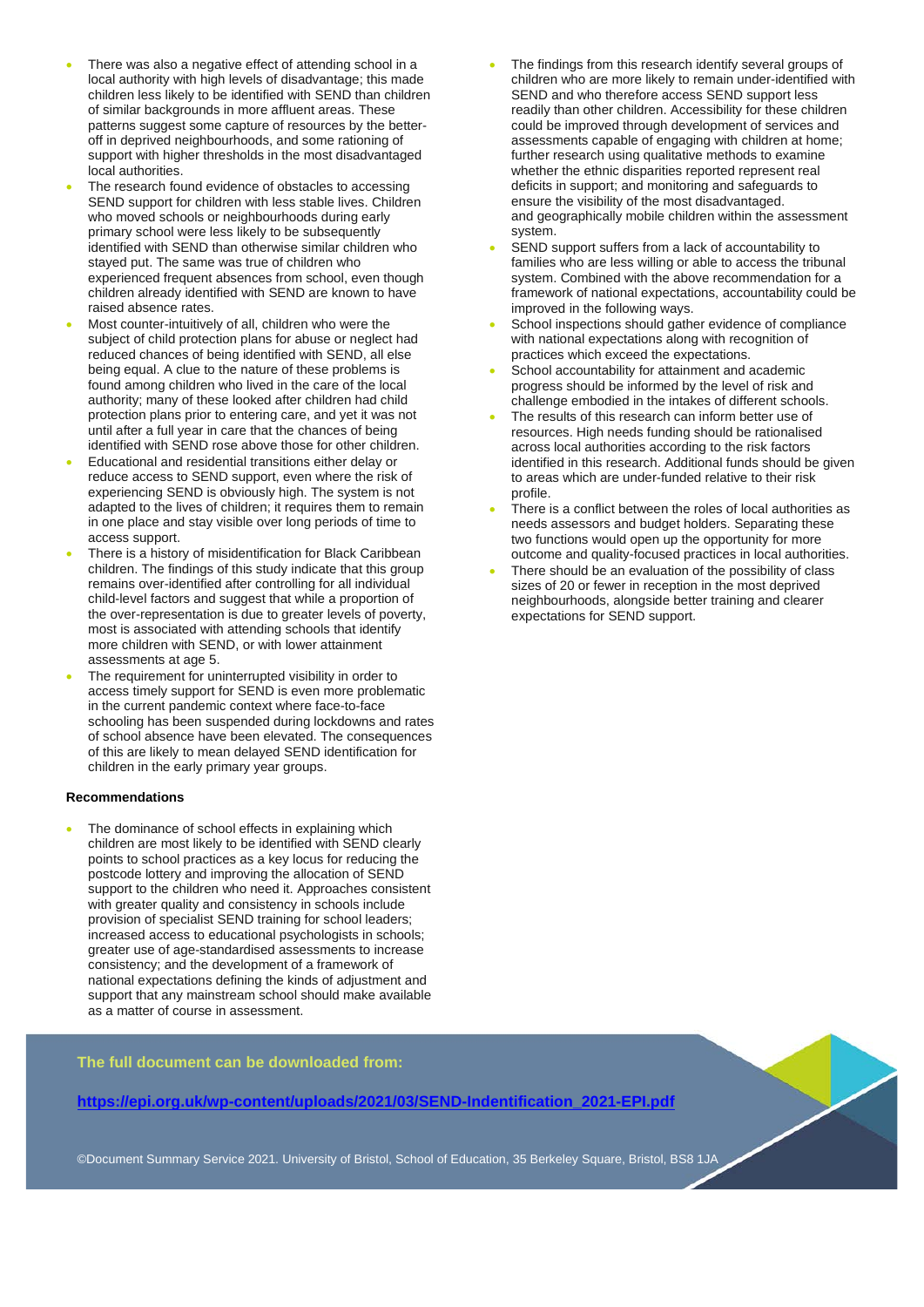- There was also a negative effect of attending school in a local authority with high levels of disadvantage; this made children less likely to be identified with SEND than children of similar backgrounds in more affluent areas. These patterns suggest some capture of resources by the better-off in deprived neighbourhoods, and some rationing of support with higher thresholds in the most disadvantaged local authorities.
- The research found evidence of obstacles to accessing SEND support for children with less stable lives. Children who moved schools or neighbourhoods during early primary school were less likely to be subsequently identified with SEND than otherwise similar children who stayed put. The same was true of children who experienced frequent absences from school, even though children already identified with SEND are known to have raised absence rates.
- Most counter-intuitively of all, children who were the subject of child protection plans for abuse or neglect had reduced chances of being identified with SEND, all else being equal. A clue to the nature of these problems is found among children who lived in the care of the local authority; many of these looked after children had child protection plans prior to entering care, and yet it was not until after a full year in care that the chances of being identified with SEND rose above those for other children.
- Educational and residential transitions either delay or reduce access to SEND support, even where the risk of experiencing SEND is obviously high. The system is not adapted to the lives of children; it requires them to remain in one place and stay visible over long periods of time to access support.
- There is a history of misidentification for Black Caribbean children. The findings of this study indicate that this group remains over-identified after controlling for all individual child-level factors and suggest that while a proportion of the over-representation is due to greater levels of poverty, most is associated with attending schools that identify more children with SEND, or with lower attainment assessments at age 5.
- The requirement for uninterrupted visibility in order to access timely support for SEND is even more problematic in the current pandemic context where face-to-face schooling has been suspended during lockdowns and rates of school absence have been elevated. The consequences of this are likely to mean delayed SEND identification for children in the early primary year groups.

**Recommendations**

- The dominance of school effects in explaining which children are most likely to be identified with SEND clearly points to school practices as a key locus for reducing the postcode lottery and improving the allocation of SEND support to the children who need it. Approaches consistent with greater quality and consistency in schools include provision of specialist SEND training for school leaders; increased access to educational psychologists in schools; greater use of age-standardised assessments to increase consistency; and the development of a framework of national expectations defining the kinds of adjustment and support that any mainstream school should make available as a matter of course in assessment.
- The findings from this research identify several groups of children who are more likely to remain under-identified with SEND and who therefore access SEND support less readily than other children. Accessibility for these children could be improved through development of services and assessments capable of engaging with children at home; further research using qualitative methods to examine whether the ethnic disparities reported represent real deficits in support; and monitoring and safeguards to ensure the visibility of the most disadvantaged. and geographically mobile children within the assessment system.
- SEND support suffers from a lack of accountability to families who are less willing or able to access the tribunal system. Combined with the above recommendation for a framework of national expectations, accountability could be improved in the following ways.
- School inspections should gather evidence of compliance with national expectations along with recognition of practices which exceed the expectations.
- School accountability for attainment and academic progress should be informed by the level of risk and challenge embodied in the intakes of different schools.
- The results of this research can inform better use of resources. High needs funding should be rationalised across local authorities according to the risk factors identified in this research. Additional funds should be given to areas which are under-funded relative to their risk profile.
- There is a conflict between the roles of local authorities as needs assessors and budget holders. Separating these two functions would open up the opportunity for more outcome and quality-focused practices in local authorities.
- There should be an evaluation of the possibility of class sizes of 20 or fewer in reception in the most deprived neighbourhoods, alongside better training and clearer expectations for SEND support.

**The full document can be downloaded from:**

**https://epi.org.uk/wp-content/uploads/2021/03/SEND-Indentification_2021-EPI.pdf**

©Document Summary Service 2021. University of Bristol, School of Education, 35 Berkeley Square, Bristol, BS8 1JA